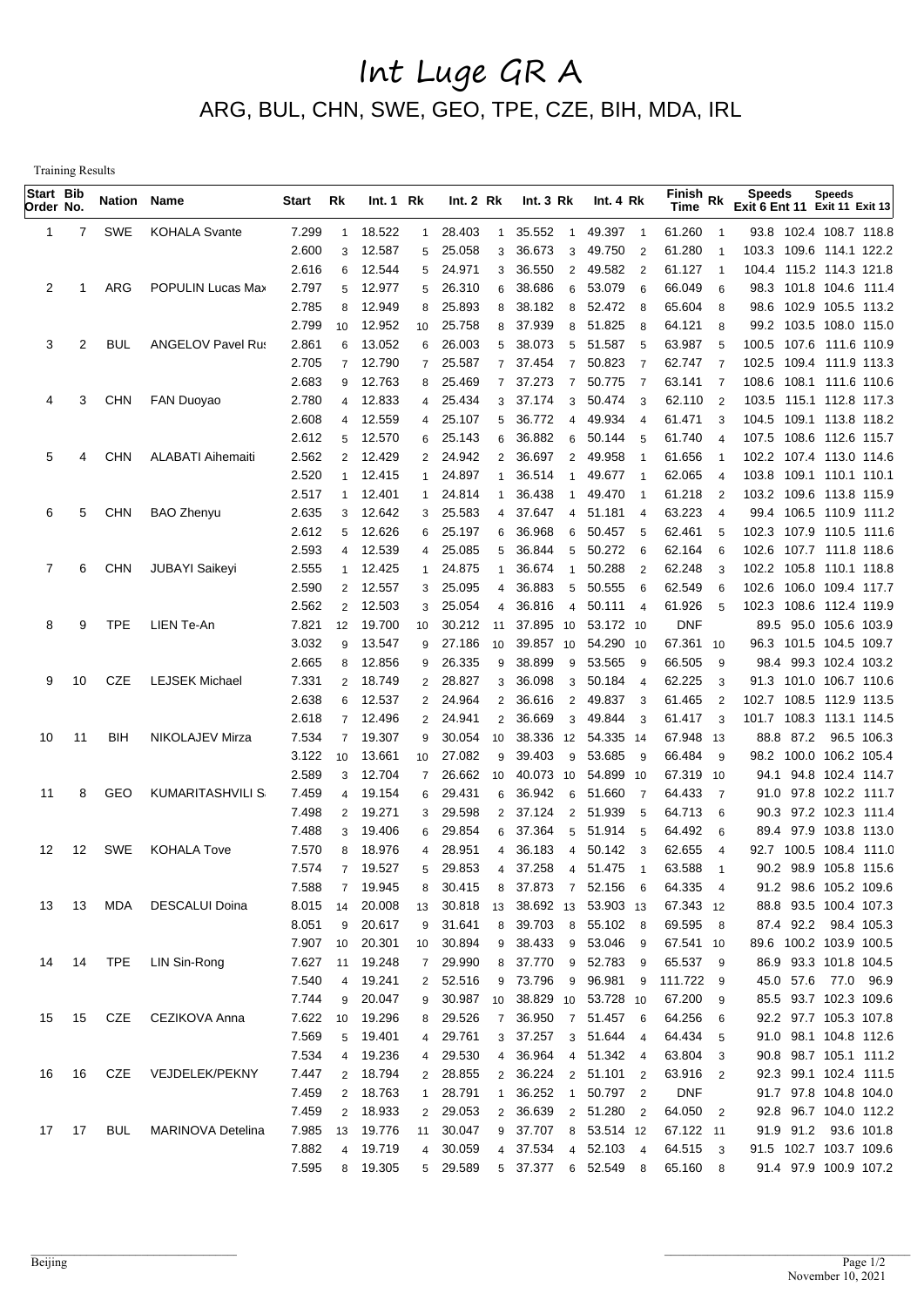# Int Luge GR A

## ARG, BUL, CHN, SWE, GEO, TPE, CZE, BIH, MDA, IRL

Training Results

| Start Order | Bib No. | Nation | Name | Start | Rk | Int. 1 | Rk | Int. 2 | Rk | Int. 3 | Rk | Int. 4 | Rk | Finish Time | Rk | Speeds Exit 6 | Ent 11 | Speeds Exit 11 | Exit 13 |
|---|---|---|---|---|---|---|---|---|---|---|---|---|---|---|---|---|---|---|---|
| 1 | 7 | SWE | KOHALA Svante | 7.299 | 1 | 18.522 | 1 | 28.403 | 1 | 35.552 | 1 | 49.397 | 1 | 61.260 | 1 | 93.8 | 102.4 | 108.7 | 118.8 |
| | | | | 2.600 | 3 | 12.587 | 5 | 25.058 | 3 | 36.673 | 3 | 49.750 | 2 | 61.280 | 1 | 103.3 | 109.6 | 114.1 | 122.2 |
| | | | | 2.616 | 6 | 12.544 | 5 | 24.971 | 3 | 36.550 | 2 | 49.582 | 2 | 61.127 | 1 | 104.4 | 115.2 | 114.3 | 121.8 |
| 2 | 1 | ARG | POPULIN Lucas Max | 2.797 | 5 | 12.977 | 5 | 26.310 | 6 | 38.686 | 6 | 53.079 | 6 | 66.049 | 6 | 98.3 | 101.8 | 104.6 | 111.4 |
| | | | | 2.785 | 8 | 12.949 | 8 | 25.893 | 8 | 38.182 | 8 | 52.472 | 8 | 65.604 | 8 | 98.6 | 102.9 | 105.5 | 113.2 |
| | | | | 2.799 | 10 | 12.952 | 10 | 25.758 | 8 | 37.939 | 8 | 51.825 | 8 | 64.121 | 8 | 99.2 | 103.5 | 108.0 | 115.0 |
| 3 | 2 | BUL | ANGELOV Pavel Rus | 2.861 | 6 | 13.052 | 6 | 26.003 | 5 | 38.073 | 5 | 51.587 | 5 | 63.987 | 5 | 100.5 | 107.6 | 111.6 | 110.9 |
| | | | | 2.705 | 7 | 12.790 | 7 | 25.587 | 7 | 37.454 | 7 | 50.823 | 7 | 62.747 | 7 | 102.5 | 109.4 | 111.9 | 113.3 |
| | | | | 2.683 | 9 | 12.763 | 8 | 25.469 | 7 | 37.273 | 7 | 50.775 | 7 | 63.141 | 7 | 108.6 | 108.1 | 111.6 | 110.6 |
| 4 | 3 | CHN | FAN Duoyao | 2.780 | 4 | 12.833 | 4 | 25.434 | 3 | 37.174 | 3 | 50.474 | 3 | 62.110 | 2 | 103.5 | 115.1 | 112.8 | 117.3 |
| | | | | 2.608 | 4 | 12.559 | 4 | 25.107 | 5 | 36.772 | 4 | 49.934 | 4 | 61.471 | 3 | 104.5 | 109.1 | 113.8 | 118.2 |
| | | | | 2.612 | 5 | 12.570 | 6 | 25.143 | 6 | 36.882 | 6 | 50.144 | 5 | 61.740 | 4 | 107.5 | 108.6 | 112.6 | 115.7 |
| 5 | 4 | CHN | ALABATI Aihemaiti | 2.562 | 2 | 12.429 | 2 | 24.942 | 2 | 36.697 | 2 | 49.958 | 1 | 61.656 | 1 | 102.2 | 107.4 | 113.0 | 114.6 |
| | | | | 2.520 | 1 | 12.415 | 1 | 24.897 | 1 | 36.514 | 1 | 49.677 | 1 | 62.065 | 4 | 103.8 | 109.1 | 110.1 | 110.1 |
| | | | | 2.517 | 1 | 12.401 | 1 | 24.814 | 1 | 36.438 | 1 | 49.470 | 1 | 61.218 | 2 | 103.2 | 109.6 | 113.8 | 115.9 |
| 6 | 5 | CHN | BAO Zhenyu | 2.635 | 3 | 12.642 | 3 | 25.583 | 4 | 37.647 | 4 | 51.181 | 4 | 63.223 | 4 | 99.4 | 106.5 | 110.9 | 111.2 |
| | | | | 2.612 | 5 | 12.626 | 6 | 25.197 | 6 | 36.968 | 6 | 50.457 | 5 | 62.461 | 5 | 102.3 | 107.9 | 110.5 | 111.6 |
| | | | | 2.593 | 4 | 12.539 | 4 | 25.085 | 5 | 36.844 | 5 | 50.272 | 6 | 62.164 | 6 | 102.6 | 107.7 | 111.8 | 118.6 |
| 7 | 6 | CHN | JUBAYI Saikeyi | 2.555 | 1 | 12.425 | 1 | 24.875 | 1 | 36.674 | 1 | 50.288 | 2 | 62.248 | 3 | 102.2 | 105.8 | 110.1 | 118.8 |
| | | | | 2.590 | 2 | 12.557 | 3 | 25.095 | 4 | 36.883 | 5 | 50.555 | 6 | 62.549 | 6 | 102.6 | 106.0 | 109.4 | 117.7 |
| | | | | 2.562 | 2 | 12.503 | 3 | 25.054 | 4 | 36.816 | 4 | 50.111 | 4 | 61.926 | 5 | 102.3 | 108.6 | 112.4 | 119.9 |
| 8 | 9 | TPE | LIEN Te-An | 7.821 | 12 | 19.700 | 10 | 30.212 | 11 | 37.895 | 10 | 53.172 | 10 | DNF | | 89.5 | 95.0 | 105.6 | 103.9 |
| | | | | 3.032 | 9 | 13.547 | 9 | 27.186 | 10 | 39.857 | 10 | 54.290 | 10 | 67.361 | 10 | 96.3 | 101.5 | 104.5 | 109.7 |
| | | | | 2.665 | 8 | 12.856 | 9 | 26.335 | 9 | 38.899 | 9 | 53.565 | 9 | 66.505 | 9 | 98.4 | 99.3 | 102.4 | 103.2 |
| 9 | 10 | CZE | LEJSEK Michael | 7.331 | 2 | 18.749 | 2 | 28.827 | 3 | 36.098 | 3 | 50.184 | 4 | 62.225 | 3 | 91.3 | 101.0 | 106.7 | 110.6 |
| | | | | 2.638 | 6 | 12.537 | 2 | 24.964 | 2 | 36.616 | 2 | 49.837 | 3 | 61.465 | 2 | 102.7 | 108.5 | 112.9 | 113.5 |
| | | | | 2.618 | 7 | 12.496 | 2 | 24.941 | 2 | 36.669 | 3 | 49.844 | 3 | 61.417 | 3 | 101.7 | 108.3 | 113.1 | 114.5 |
| 10 | 11 | BIH | NIKOLAJEV Mirza | 7.534 | 7 | 19.307 | 9 | 30.054 | 10 | 38.336 | 12 | 54.335 | 14 | 67.948 | 13 | 88.8 | 87.2 | 96.5 | 106.3 |
| | | | | 3.122 | 10 | 13.661 | 10 | 27.082 | 9 | 39.403 | 9 | 53.685 | 9 | 66.484 | 9 | 98.2 | 100.0 | 106.2 | 105.4 |
| | | | | 2.589 | 3 | 12.704 | 7 | 26.662 | 10 | 40.073 | 10 | 54.899 | 10 | 67.319 | 10 | 94.1 | 94.8 | 102.4 | 114.7 |
| 11 | 8 | GEO | KUMARITASHVILI S | 7.459 | 4 | 19.154 | 6 | 29.431 | 6 | 36.942 | 6 | 51.660 | 7 | 64.433 | 7 | 91.0 | 97.8 | 102.2 | 111.7 |
| | | | | 7.498 | 2 | 19.271 | 3 | 29.598 | 2 | 37.124 | 2 | 51.939 | 5 | 64.713 | 6 | 90.3 | 97.2 | 102.3 | 111.4 |
| | | | | 7.488 | 3 | 19.406 | 6 | 29.854 | 6 | 37.364 | 5 | 51.914 | 5 | 64.492 | 6 | 89.4 | 97.9 | 103.8 | 113.0 |
| 12 | 12 | SWE | KOHALA Tove | 7.570 | 8 | 18.976 | 4 | 28.951 | 4 | 36.183 | 4 | 50.142 | 3 | 62.655 | 4 | 92.7 | 100.5 | 108.4 | 111.0 |
| | | | | 7.574 | 7 | 19.527 | 5 | 29.853 | 4 | 37.258 | 4 | 51.475 | 1 | 63.588 | 1 | 90.2 | 98.9 | 105.8 | 115.6 |
| | | | | 7.588 | 7 | 19.945 | 8 | 30.415 | 8 | 37.873 | 7 | 52.156 | 6 | 64.335 | 4 | 91.2 | 98.6 | 105.2 | 109.6 |
| 13 | 13 | MDA | DESCALUI Doina | 8.015 | 14 | 20.008 | 13 | 30.818 | 13 | 38.692 | 13 | 53.903 | 13 | 67.343 | 12 | 88.8 | 93.5 | 100.4 | 107.3 |
| | | | | 8.051 | 9 | 20.617 | 9 | 31.641 | 8 | 39.703 | 8 | 55.102 | 8 | 69.595 | 8 | 87.4 | 92.2 | 98.4 | 105.3 |
| | | | | 7.907 | 10 | 20.301 | 10 | 30.894 | 9 | 38.433 | 9 | 53.046 | 9 | 67.541 | 10 | 89.6 | 100.2 | 103.9 | 100.5 |
| 14 | 14 | TPE | LIN Sin-Rong | 7.627 | 11 | 19.248 | 7 | 29.990 | 8 | 37.770 | 9 | 52.783 | 9 | 65.537 | 9 | 86.9 | 93.3 | 101.8 | 104.5 |
| | | | | 7.540 | 4 | 19.241 | 2 | 52.516 | 9 | 73.796 | 9 | 96.981 | 9 | 111.722 | 9 | 45.0 | 57.6 | 77.0 | 96.9 |
| | | | | 7.744 | 9 | 20.047 | 9 | 30.987 | 10 | 38.829 | 10 | 53.728 | 10 | 67.200 | 9 | 85.5 | 93.7 | 102.3 | 109.6 |
| 15 | 15 | CZE | CEZIKOVA Anna | 7.622 | 10 | 19.296 | 8 | 29.526 | 7 | 36.950 | 7 | 51.457 | 6 | 64.256 | 6 | 92.2 | 97.7 | 105.3 | 107.8 |
| | | | | 7.569 | 5 | 19.401 | 4 | 29.761 | 3 | 37.257 | 3 | 51.644 | 4 | 64.434 | 5 | 91.0 | 98.1 | 104.8 | 112.6 |
| | | | | 7.534 | 4 | 19.236 | 4 | 29.530 | 4 | 36.964 | 4 | 51.342 | 4 | 63.804 | 3 | 90.8 | 98.7 | 105.1 | 111.2 |
| 16 | 16 | CZE | VEJDELEK/PEKNY | 7.447 | 2 | 18.794 | 2 | 28.855 | 2 | 36.224 | 2 | 51.101 | 2 | 63.916 | 2 | 92.3 | 99.1 | 102.4 | 111.5 |
| | | | | 7.459 | 2 | 18.763 | 1 | 28.791 | 1 | 36.252 | 1 | 50.797 | 2 | DNF | | 91.7 | 97.8 | 104.8 | 104.0 |
| | | | | 7.459 | 2 | 18.933 | 2 | 29.053 | 2 | 36.639 | 2 | 51.280 | 2 | 64.050 | 2 | 92.8 | 96.7 | 104.0 | 112.2 |
| 17 | 17 | BUL | MARINOVA Detelina | 7.985 | 13 | 19.776 | 11 | 30.047 | 9 | 37.707 | 8 | 53.514 | 12 | 67.122 | 11 | 91.9 | 91.2 | 93.6 | 101.8 |
| | | | | 7.882 | 4 | 19.719 | 4 | 30.059 | 4 | 37.534 | 4 | 52.103 | 4 | 64.515 | 3 | 91.5 | 102.7 | 103.7 | 109.6 |
| | | | | 7.595 | 8 | 19.305 | 5 | 29.589 | 5 | 37.377 | 6 | 52.549 | 8 | 65.160 | 8 | 91.4 | 97.9 | 100.9 | 107.2 |

Beijing

November 10, 2021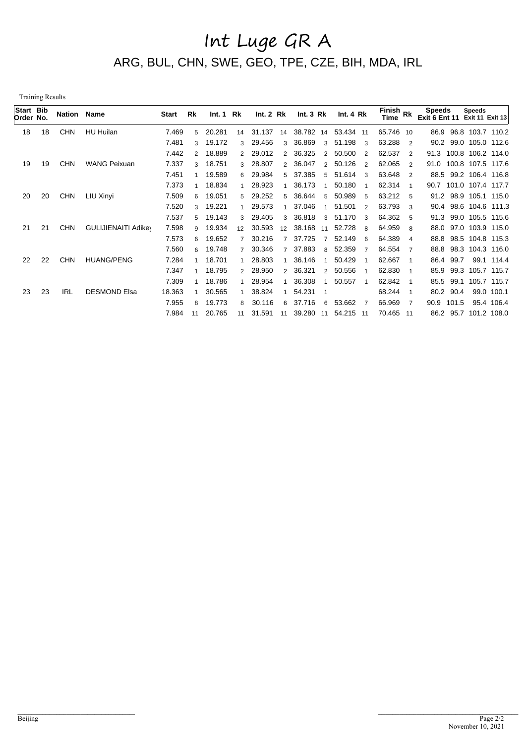# Int Luge GR A

## ARG, BUL, CHN, SWE, GEO, TPE, CZE, BIH, MDA, IRL

Training Results

| Start Order | Bib No. | Nation | Name | Start | Rk | Int. 1 | Rk | Int. 2 | Rk | Int. 3 | Rk | Int. 4 | Rk | Finish Time | Rk | Speeds Exit 6 | Speeds Ent 11 | Speeds Exit 11 | Speeds Exit 13 |
|---|---|---|---|---|---|---|---|---|---|---|---|---|---|---|---|---|---|---|---|
| 18 | 18 | CHN | HU Huilan | 7.469 | 5 | 20.281 | 14 | 31.137 | 14 | 38.782 | 14 | 53.434 | 11 | 65.746 | 10 | 86.9 | 96.8 | 103.7 | 110.2 |
| | | | | 7.481 | 3 | 19.172 | 3 | 29.456 | 3 | 36.869 | 3 | 51.198 | 3 | 63.288 | 2 | 90.2 | 99.0 | 105.0 | 112.6 |
| | | | | 7.442 | 2 | 18.889 | 2 | 29.012 | 2 | 36.325 | 2 | 50.500 | 2 | 62.537 | 2 | 91.3 | 100.8 | 106.2 | 114.0 |
| 19 | 19 | CHN | WANG Peixuan | 7.337 | 3 | 18.751 | 3 | 28.807 | 2 | 36.047 | 2 | 50.126 | 2 | 62.065 | 2 | 91.0 | 100.8 | 107.5 | 117.6 |
| | | | | 7.451 | 1 | 19.589 | 6 | 29.984 | 5 | 37.385 | 5 | 51.614 | 3 | 63.648 | 2 | 88.5 | 99.2 | 106.4 | 116.8 |
| | | | | 7.373 | 1 | 18.834 | 1 | 28.923 | 1 | 36.173 | 1 | 50.180 | 1 | 62.314 | 1 | 90.7 | 101.0 | 107.4 | 117.7 |
| 20 | 20 | CHN | LIU Xinyi | 7.509 | 6 | 19.051 | 5 | 29.252 | 5 | 36.644 | 5 | 50.989 | 5 | 63.212 | 5 | 91.2 | 98.9 | 105.1 | 115.0 |
| | | | | 7.520 | 3 | 19.221 | 1 | 29.573 | 1 | 37.046 | 1 | 51.501 | 2 | 63.793 | 3 | 90.4 | 98.6 | 104.6 | 111.3 |
| | | | | 7.537 | 5 | 19.143 | 3 | 29.405 | 3 | 36.818 | 3 | 51.170 | 3 | 64.362 | 5 | 91.3 | 99.0 | 105.5 | 115.6 |
| 21 | 21 | CHN | GULIJIENAITI Adikey | 7.598 | 9 | 19.934 | 12 | 30.593 | 12 | 38.168 | 11 | 52.728 | 8 | 64.959 | 8 | 88.0 | 97.0 | 103.9 | 115.0 |
| | | | | 7.573 | 6 | 19.652 | 7 | 30.216 | 7 | 37.725 | 7 | 52.149 | 6 | 64.389 | 4 | 88.8 | 98.5 | 104.8 | 115.3 |
| | | | | 7.560 | 6 | 19.748 | 7 | 30.346 | 7 | 37.883 | 8 | 52.359 | 7 | 64.554 | 7 | 88.8 | 98.3 | 104.3 | 116.0 |
| 22 | 22 | CHN | HUANG/PENG | 7.284 | 1 | 18.701 | 1 | 28.803 | 1 | 36.146 | 1 | 50.429 | 1 | 62.667 | 1 | 86.4 | 99.7 | 99.1 | 114.4 |
| | | | | 7.347 | 1 | 18.795 | 2 | 28.950 | 2 | 36.321 | 2 | 50.556 | 1 | 62.830 | 1 | 85.9 | 99.3 | 105.7 | 115.7 |
| | | | | 7.309 | 1 | 18.786 | 1 | 28.954 | 1 | 36.308 | 1 | 50.557 | 1 | 62.842 | 1 | 85.5 | 99.1 | 105.7 | 115.7 |
| 23 | 23 | IRL | DESMOND Elsa | 18.363 | 1 | 30.565 | 1 | 38.824 | 1 | 54.231 | 1 | | | 68.244 | 1 | 80.2 | 90.4 | 99.0 | 100.1 |
| | | | | 7.955 | 8 | 19.773 | 8 | 30.116 | 6 | 37.716 | 6 | 53.662 | 7 | 66.969 | 7 | 90.9 | 101.5 | 95.4 | 106.4 |
| | | | | 7.984 | 11 | 20.765 | 11 | 31.591 | 11 | 39.280 | 11 | 54.215 | 11 | 70.465 | 11 | 86.2 | 95.7 | 101.2 | 108.0 |